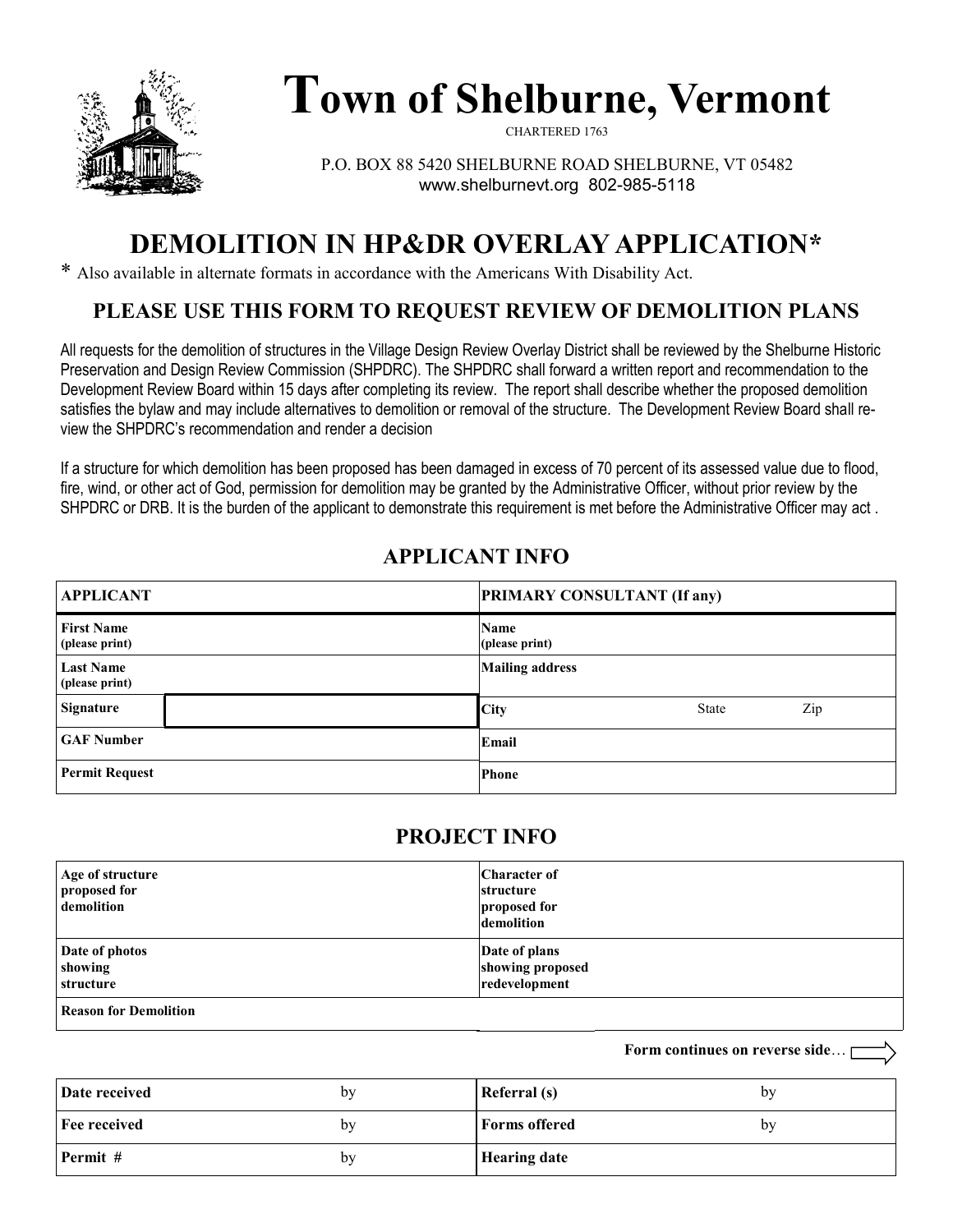# Town of Shelburne, Vermont

CHARTERED 1763

P.O. BOX 88 5420 SHELBURNE ROAD SHELBURNE, VT 05482
www.shelburnevt.org 802-985-5118

## DEMOLITION IN HP&DR OVERLAY APPLICATION*

* Also available in alternate formats in accordance with the Americans With Disability Act.

### PLEASE USE THIS FORM TO REQUEST REVIEW OF DEMOLITION PLANS

All requests for the demolition of structures in the Village Design Review Overlay District shall be reviewed by the Shelburne Historic Preservation and Design Review Commission (SHPDRC). The SHPDRC shall forward a written report and recommendation to the Development Review Board within 15 days after completing its review. The report shall describe whether the proposed demolition satisfies the bylaw and may include alternatives to demolition or removal of the structure. The Development Review Board shall review the SHPDRC's recommendation and render a decision

If a structure for which demolition has been proposed has been damaged in excess of 70 percent of its assessed value due to flood, fire, wind, or other act of God, permission for demolition may be granted by the Administrative Officer, without prior review by the SHPDRC or DRB. It is the burden of the applicant to demonstrate this requirement is met before the Administrative Officer may act .

### APPLICANT INFO

| APPLICANT | | PRIMARY CONSULTANT (If any) | | |
|---|---|---|---|---|
| First Name (please print) | | Name (please print) | | |
| Last Name (please print) | | Mailing address | | |
| Signature | | City | State | Zip |
| GAF Number | | Email | | |
| Permit Request | | Phone | | |

### PROJECT INFO

| Age of structure proposed for demolition | | Character of structure proposed for demolition | |
|---|---|---|---|
| Date of photos showing structure | | Date of plans showing proposed redevelopment | |
| Reason for Demolition | | | |

**Form continues on reverse side…**

| Date received | by | Referral (s) | by |
|---|---|---|---|
| Fee received | by | Forms offered | by |
| Permit # | by | Hearing date | |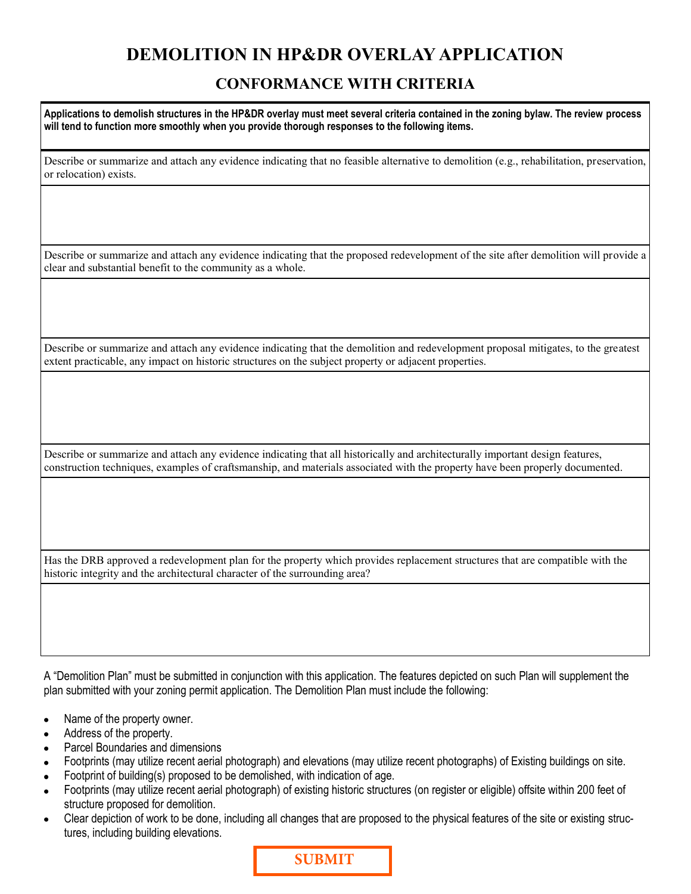# DEMOLITION IN HP&DR OVERLAY APPLICATION

## CONFORMANCE WITH CRITERIA

**Applications to demolish structures in the HP&DR overlay must meet several criteria contained in the zoning bylaw. The review process will tend to function more smoothly when you provide thorough responses to the following items.**

Describe or summarize and attach any evidence indicating that no feasible alternative to demolition (e.g., rehabilitation, preservation, or relocation) exists.

Describe or summarize and attach any evidence indicating that the proposed redevelopment of the site after demolition will provide a clear and substantial benefit to the community as a whole.

Describe or summarize and attach any evidence indicating that the demolition and redevelopment proposal mitigates, to the greatest extent practicable, any impact on historic structures on the subject property or adjacent properties.

Describe or summarize and attach any evidence indicating that all historically and architecturally important design features, construction techniques, examples of craftsmanship, and materials associated with the property have been properly documented.

Has the DRB approved a redevelopment plan for the property which provides replacement structures that are compatible with the historic integrity and the architectural character of the surrounding area?

A "Demolition Plan" must be submitted in conjunction with this application. The features depicted on such Plan will supplement the plan submitted with your zoning permit application. The Demolition Plan must include the following:

- Name of the property owner.
- Address of the property.
- Parcel Boundaries and dimensions
- Footprints (may utilize recent aerial photograph) and elevations (may utilize recent photographs) of Existing buildings on site.
- Footprint of building(s) proposed to be demolished, with indication of age.
- Footprints (may utilize recent aerial photograph) of existing historic structures (on register or eligible) offsite within 200 feet of structure proposed for demolition.
- Clear depiction of work to be done, including all changes that are proposed to the physical features of the site or existing structures, including building elevations.

SUBMIT